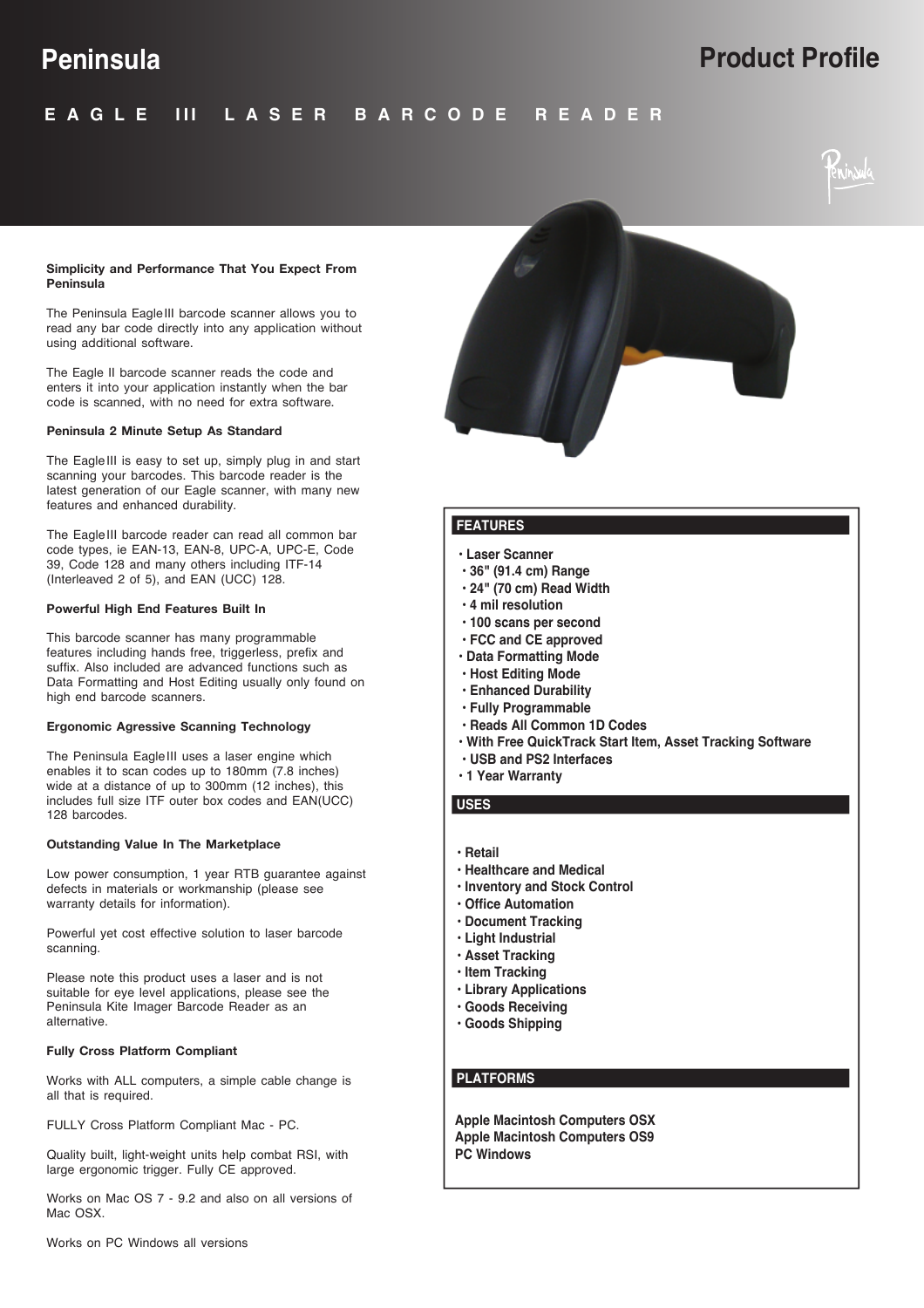# Peninsula

# Product Profile

## EAGLE III LASER BARCODE READER

**Simplicity and Performance That You Expect From Peninsula**

The Peninsula EagleIII barcode scanner allows you to read any bar code directly into any application without using additional software.

The Eagle II barcode scanner reads the code and enters it into your application instantly when the bar code is scanned, with no need for extra software.

**Peninsula 2 Minute Setup As Standard**

The EagleIII is easy to set up, simply plug in and start scanning your barcodes. This barcode reader is the latest generation of our Eagle scanner, with many new features and enhanced durability.

The EagleIII barcode reader can read all common bar code types, ie EAN-13, EAN-8, UPC-A, UPC-E, Code 39, Code 128 and many others including ITF-14 (Interleaved 2 of 5), and EAN (UCC) 128.

**Powerful High End Features Built In**

This barcode scanner has many programmable features including hands free, triggerless, prefix and suffix. Also included are advanced functions such as Data Formatting and Host Editing usually only found on high end barcode scanners.

**Ergonomic Agressive Scanning Technology**

The Peninsula EagleIII uses a laser engine which enables it to scan codes up to 180mm (7.8 inches) wide at a distance of up to 300mm (12 inches), this includes full size ITF outer box codes and EAN(UCC) 128 barcodes.

**Outstanding Value In The Marketplace**

Low power consumption, 1 year RTB guarantee against defects in materials or workmanship (please see warranty details for information).

Powerful yet cost effective solution to laser barcode scanning.

Please note this product uses a laser and is not suitable for eye level applications, please see the Peninsula Kite Imager Barcode Reader as an alternative.

**Fully Cross Platform Compliant**

Works with ALL computers, a simple cable change is all that is required.

FULLY Cross Platform Compliant Mac - PC.

Quality built, light-weight units help combat RSI, with large ergonomic trigger. Fully CE approved.

Works on Mac OS 7 - 9.2 and also on all versions of Mac OSX.

Works on PC Windows all versions

### FEATURES

- **Laser Scanner**
- **36" (91.4 cm) Range**
- **24" (70 cm) Read Width**
- **4 mil resolution**
- **100 scans per second**
- **FCC and CE approved**
- **Data Formatting Mode**
- **Host Editing Mode**
- **Enhanced Durability**
- **Fully Programmable**
- **Reads All Common 1D Codes**
- **With Free QuickTrack Start Item, Asset Tracking Software**
- **USB and PS2 Interfaces**
- **1 Year Warranty**

### USES

- **Retail**
- **Healthcare and Medical**
- **Inventory and Stock Control**
- **Office Automation**
- **Document Tracking**
- **Light Industrial**
- **Asset Tracking**
- **Item Tracking**
- **Library Applications**
- **Goods Receiving**
- **Goods Shipping**

### PLATFORMS

**Apple Macintosh Computers OSX**
**Apple Macintosh Computers OS9**
**PC Windows**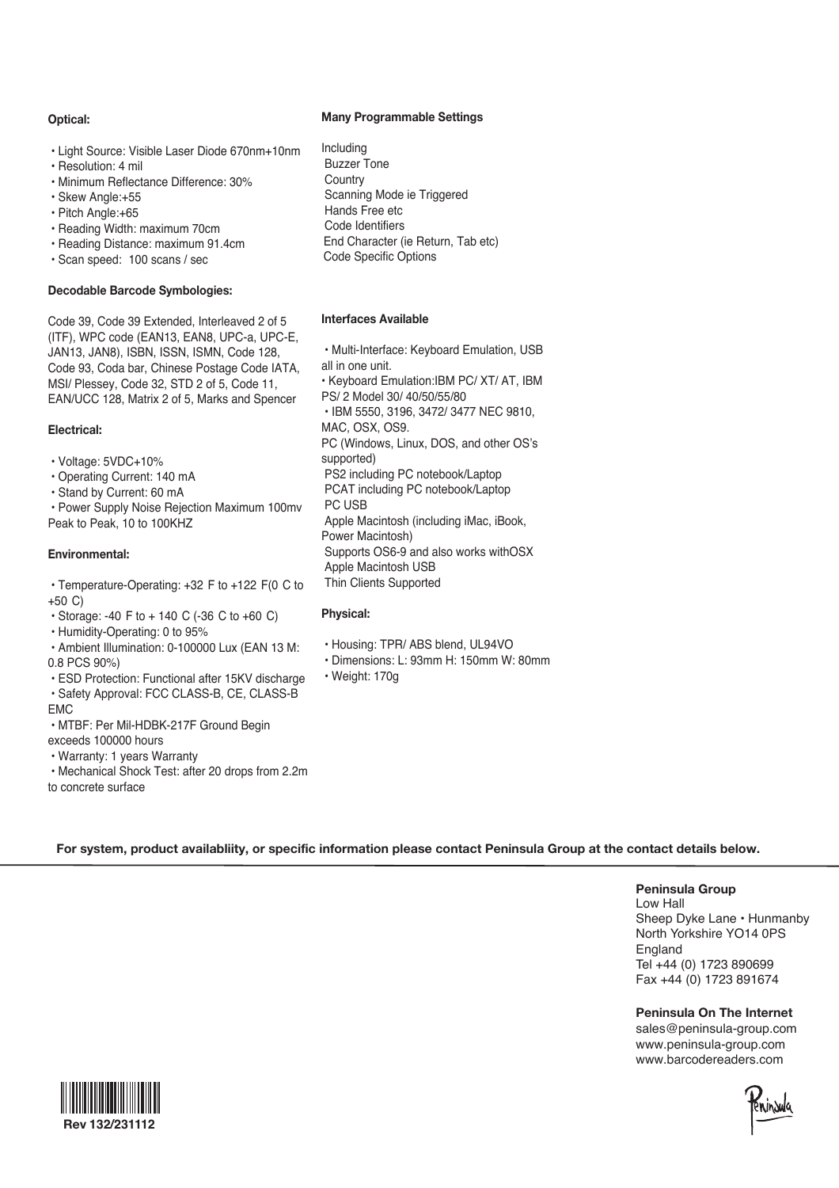### Optical:

- Light Source: Visible Laser Diode 670nm+10nm
- Resolution: 4 mil
- Minimum Reflectance Difference: 30%
- Skew Angle:+55
- Pitch Angle:+65
- Reading Width: maximum 70cm
- Reading Distance: maximum 91.4cm
- Scan speed: 100 scans / sec

### Decodable Barcode Symbologies:

Code 39, Code 39 Extended, Interleaved 2 of 5 (ITF), WPC code (EAN13, EAN8, UPC-a, UPC-E, JAN13, JAN8), ISBN, ISSN, ISMN, Code 128, Code 93, Coda bar, Chinese Postage Code IATA, MSI/ Plessey, Code 32, STD 2 of 5, Code 11, EAN/UCC 128, Matrix 2 of 5, Marks and Spencer

### Electrical:

- Voltage: 5VDC+10%
- Operating Current: 140 mA
- Stand by Current: 60 mA
- Power Supply Noise Rejection Maximum 100mv Peak to Peak, 10 to 100KHZ

### Environmental:

- Temperature-Operating: +32 F to +122 F(0 C to +50 C)
- Storage: -40 F to + 140 C (-36 C to +60 C)
- Humidity-Operating: 0 to 95%
- Ambient Illumination: 0-100000 Lux (EAN 13 M: 0.8 PCS 90%)
- ESD Protection: Functional after 15KV discharge
- Safety Approval: FCC CLASS-B, CE, CLASS-B EMC
- MTBF: Per Mil-HDBK-217F Ground Begin exceeds 100000 hours
- Warranty: 1 years Warranty
- Mechanical Shock Test: after 20 drops from 2.2m to concrete surface

### Many Programmable Settings

Including

- Buzzer Tone
- Country
- Scanning Mode ie Triggered
- Hands Free etc
- Code Identifiers
- End Character (ie Return, Tab etc)
- Code Specific Options

### Interfaces Available

- Multi-Interface: Keyboard Emulation, USB all in one unit.
- Keyboard Emulation:IBM PC/ XT/ AT, IBM PS/ 2 Model 30/ 40/50/55/80
- IBM 5550, 3196, 3472/ 3477 NEC 9810, MAC, OSX, OS9.

PC (Windows, Linux, DOS, and other OS's supported)

- PS2 including PC notebook/Laptop
- PCAT including PC notebook/Laptop
- PC USB
- Apple Macintosh (including iMac, iBook, Power Macintosh)
- Supports OS6-9 and also works withOSX
- Apple Macintosh USB
- Thin Clients Supported

### Physical:

- Housing: TPR/ ABS blend, UL94VO
- Dimensions: L: 93mm H: 150mm W: 80mm
- Weight: 170g

**For system, product availabliity, or specific information please contact Peninsula Group at the contact details below.**

**Peninsula Group**
Low Hall
Sheep Dyke Lane • Hunmanby
North Yorkshire YO14 0PS
England
Tel +44 (0) 1723 890699
Fax +44 (0) 1723 891674

**Peninsula On The Internet**
sales@peninsula-group.com
www.peninsula-group.com
www.barcodereaders.com

Peninsula

**Rev 132/231112**